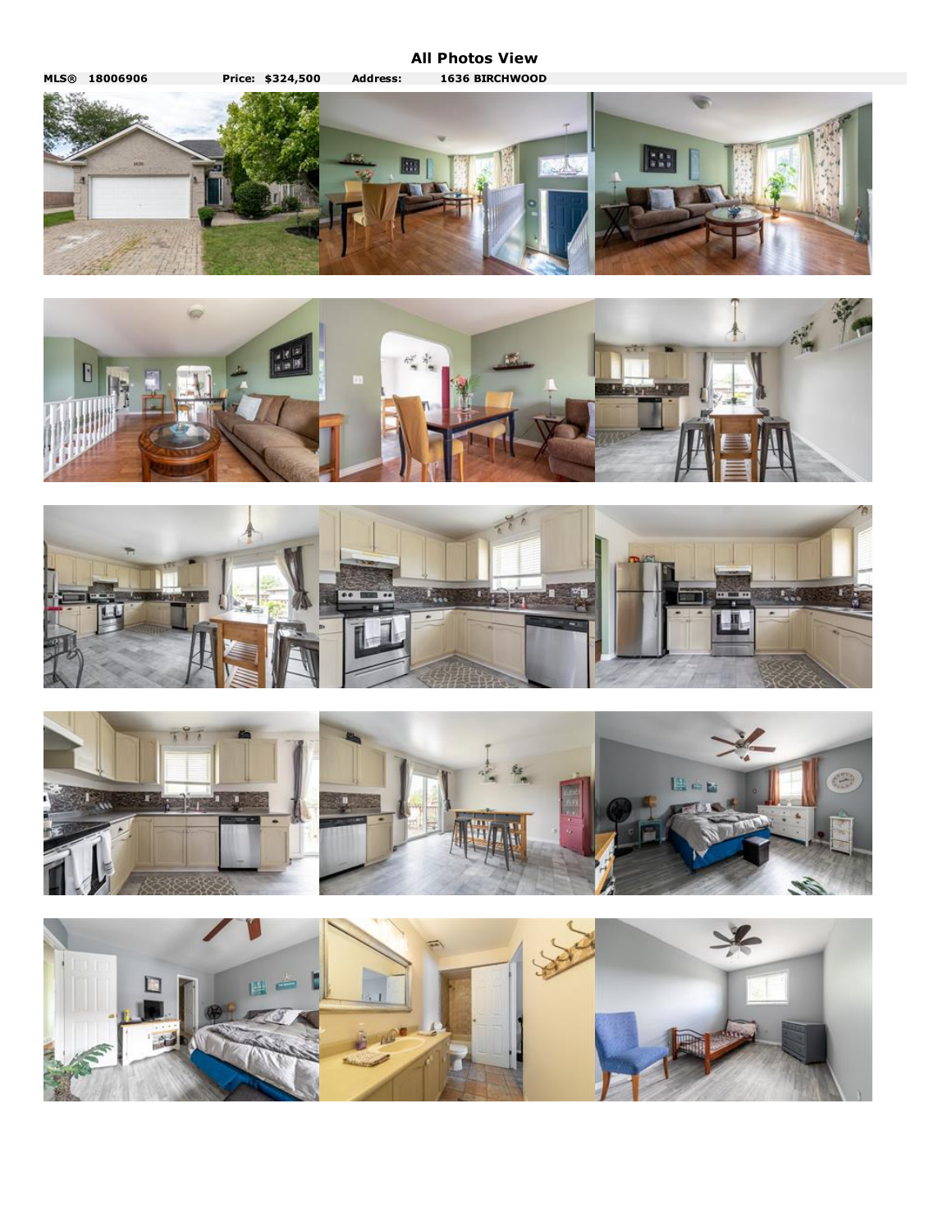# All Photos View

**MLS®** 18006906 **Price:** $324,500 **Address:** 1636 BIRCHWOOD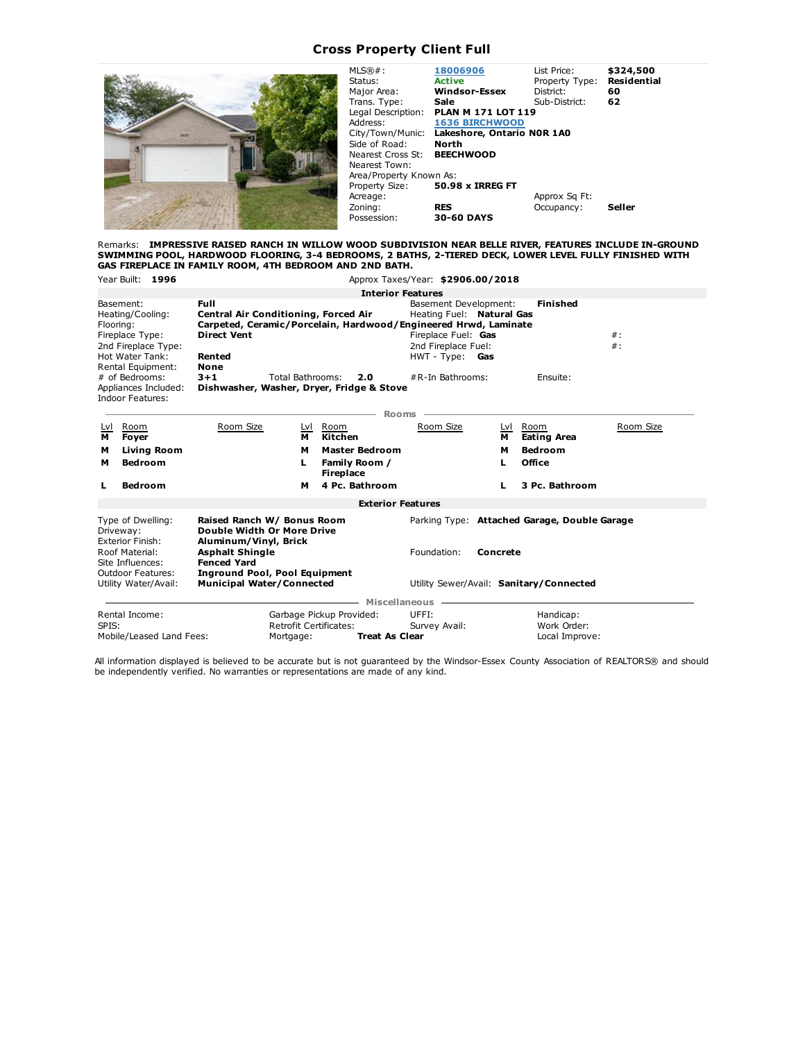# Cross Property Client Full

| | | | |
|---|---|---|---|
| MLS®#: | 18006906 | List Price: | $324,500 |
| Status: | Active | Property Type: | Residential |
| Major Area: | Windsor-Essex | District: | 60 |
| Trans. Type: | Sale | Sub-District: | 62 |
| Legal Description: | PLAN M 171 LOT 119 | | |
| Address: | 1636 BIRCHWOOD | | |
| City/Town/Munic: | Lakeshore, Ontario N0R 1A0 | | |
| Side of Road: | North | | |
| Nearest Cross St: | BEECHWOOD | | |
| Nearest Town: | | | |
| Area/Property Known As: | | | |
| Property Size: | 50.98 x IRREG FT | | |
| Acreage: | | Approx Sq Ft: | |
| Zoning: | RES | Occupancy: | Seller |
| Possession: | 30-60 DAYS | | |

Remarks: **IMPRESSIVE RAISED RANCH IN WILLOW WOOD SUBDIVISION NEAR BELLE RIVER, FEATURES INCLUDE IN-GROUND SWIMMING POOL, HARDWOOD FLOORING, 3-4 BEDROOMS, 2 BATHS, 2-TIERED DECK, LOWER LEVEL FULLY FINISHED WITH GAS FIREPLACE IN FAMILY ROOM, 4TH BEDROOM AND 2ND BATH.**

Year Built: **1996** Approx Taxes/Year: **$2906.00/2018**

## Interior Features

| | | | |
|---|---|---|---|
| Basement: | Full | Basement Development: | Finished |
| Heating/Cooling: | Central Air Conditioning, Forced Air | Heating Fuel: | Natural Gas |
| Flooring: | Carpeted, Ceramic/Porcelain, Hardwood/Engineered Hrwd, Laminate | | |
| Fireplace Type: | Direct Vent | Fireplace Fuel: | Gas |
| 2nd Fireplace Type: | | 2nd Fireplace Fuel: | |
| Hot Water Tank: | Rented | HWT - Type: | Gas |
| Rental Equipment: | None | | |
| # of Bedrooms: | 3+1 (Total Bathrooms: 2.0) | #R-In Bathrooms: | Ensuite: |
| Appliances Included: | Dishwasher, Washer, Dryer, Fridge & Stove | | |
| Indoor Features: | | | |

### Rooms

| Lvl | Room | Room Size | Lvl | Room | Room Size | Lvl | Room | Room Size |
|---|---|---|---|---|---|---|---|---|
| M | Foyer | | M | Kitchen | | M | Eating Area | |
| M | Living Room | | M | Master Bedroom | | M | Bedroom | |
| M | Bedroom | | L | Family Room / Fireplace | | L | Office | |
| L | Bedroom | | M | 4 Pc. Bathroom | | L | 3 Pc. Bathroom | |

## Exterior Features

| | | | |
|---|---|---|---|
| Type of Dwelling: | Raised Ranch W/ Bonus Room | Parking Type: | Attached Garage, Double Garage |
| Driveway: | Double Width Or More Drive | | |
| Exterior Finish: | Aluminum/Vinyl, Brick | | |
| Roof Material: | Asphalt Shingle | Foundation: | Concrete |
| Site Influences: | Fenced Yard | | |
| Outdoor Features: | Inground Pool, Pool Equipment | | |
| Utility Water/Avail: | Municipal Water/Connected | Utility Sewer/Avail: | Sanitary/Connected |

### Miscellaneous

| | | | |
|---|---|---|---|
| Rental Income: | Garbage Pickup Provided: | UFFI: | Handicap: |
| SPIS: | Retrofit Certificates: | Survey Avail: | Work Order: |
| Mobile/Leased Land Fees: | Mortgage: Treat As Clear | | Local Improve: |

All information displayed is believed to be accurate but is not guaranteed by the Windsor-Essex County Association of REALTORS® and should be independently verified. No warranties or representations are made of any kind.